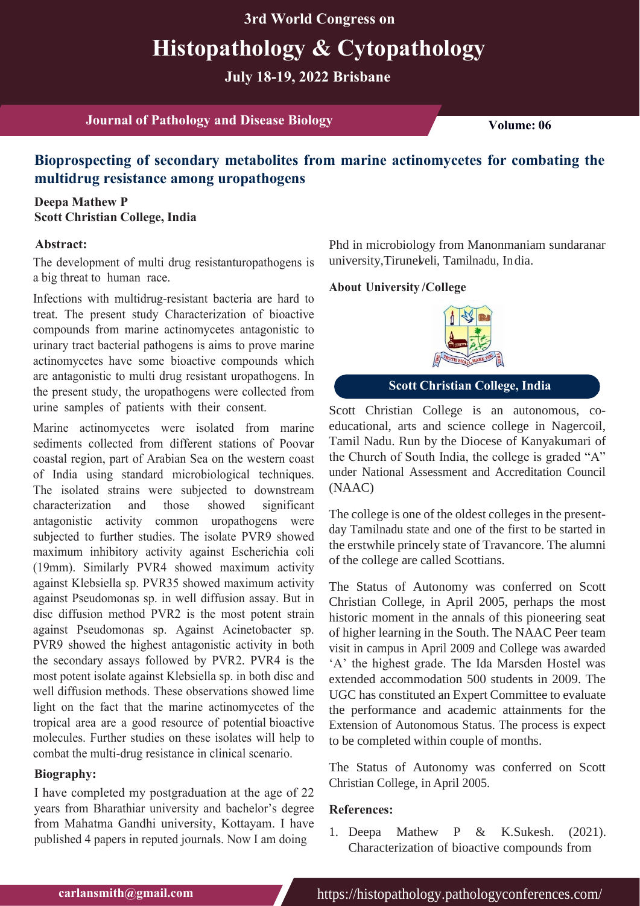# Bioprospecting of secondary metabolites from marine actinomycetes for combating the multidrug resistance among uropathogens

**Deepa Mathew P**
**Scott Christian College, India**

## Abstract:

The development of multi drug resistanturopathogens is a big threat to human race.

Infections with multidrug-resistant bacteria are hard to treat. The present study Characterization of bioactive compounds from marine actinomycetes antagonistic to urinary tract bacterial pathogens is aims to prove marine actinomycetes have some bioactive compounds which are antagonistic to multi drug resistant uropathogens. In the present study, the uropathogens were collected from urine samples of patients with their consent.

Marine actinomycetes were isolated from marine sediments collected from different stations of Poovar coastal region, part of Arabian Sea on the western coast of India using standard microbiological techniques. The isolated strains were subjected to downstream characterization and those showed significant antagonistic activity common uropathogens were subjected to further studies. The isolate PVR9 showed maximum inhibitory activity against Escherichia coli (19mm). Similarly PVR4 showed maximum activity against Klebsiella sp. PVR35 showed maximum activity against Pseudomonas sp. in well diffusion assay. But in disc diffusion method PVR2 is the most potent strain against Pseudomonas sp. Against Acinetobacter sp. PVR9 showed the highest antagonistic activity in both the secondary assays followed by PVR2. PVR4 is the most potent isolate against Klebsiella sp. in both disc and well diffusion methods. These observations showed lime light on the fact that the marine actinomycetes of the tropical area are a good resource of potential bioactive molecules. Further studies on these isolates will help to combat the multi-drug resistance in clinical scenario.

## Biography:

I have completed my postgraduation at the age of 22 years from Bharathiar university and bachelor's degree from Mahatma Gandhi university, Kottayam. I have published 4 papers in reputed journals. Now I am doing Phd in microbiology from Manonmaniam sundaranar university,Tirunelveli, Tamilnadu, India.

## About University /College

**Scott Christian College, India**

Scott Christian College is an autonomous, co-educational, arts and science college in Nagercoil, Tamil Nadu. Run by the Diocese of Kanyakumari of the Church of South India, the college is graded "A" under National Assessment and Accreditation Council (NAAC)

The college is one of the oldest colleges in the present-day Tamilnadu state and one of the first to be started in the erstwhile princely state of Travancore. The alumni of the college are called Scottians.

The Status of Autonomy was conferred on Scott Christian College, in April 2005, perhaps the most historic moment in the annals of this pioneering seat of higher learning in the South. The NAAC Peer team visit in campus in April 2009 and College was awarded 'A' the highest grade. The Ida Marsden Hostel was extended accommodation 500 students in 2009. The UGC has constituted an Expert Committee to evaluate the performance and academic attainments for the Extension of Autonomous Status. The process is expect to be completed within couple of months.

The Status of Autonomy was conferred on Scott Christian College, in April 2005.

## References:

1. Deepa Mathew P & K.Sukesh. (2021). Characterization of bioactive compounds from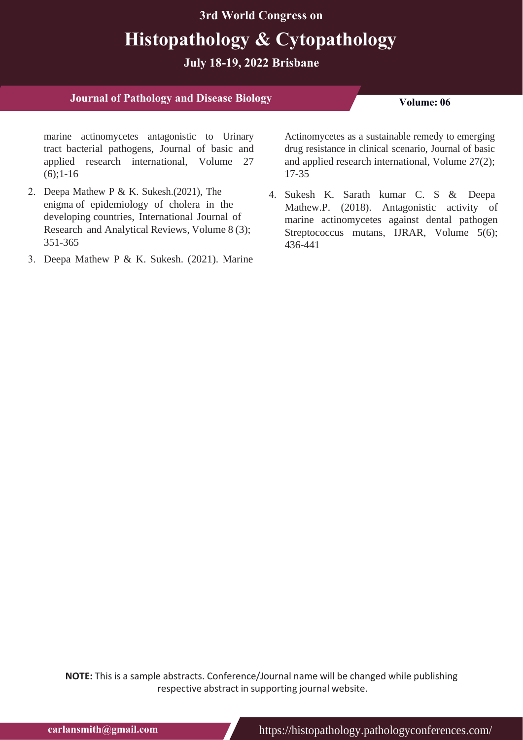marine actinomycetes antagonistic to Urinary tract bacterial pathogens, Journal of basic and applied research international, Volume 27 (6);1-16

2. Deepa Mathew P & K. Sukesh.(2021), The enigma of epidemiology of cholera in the developing countries, International Journal of Research and Analytical Reviews, Volume 8 (3); 351-365
3. Deepa Mathew P & K. Sukesh. (2021). Marine Actinomycetes as a sustainable remedy to emerging drug resistance in clinical scenario, Journal of basic and applied research international, Volume 27(2); 17-35
4. Sukesh K. Sarath kumar C. S & Deepa Mathew.P. (2018). Antagonistic activity of marine actinomycetes against dental pathogen Streptococcus mutans, IJRAR, Volume 5(6); 436-441

**NOTE:** This is a sample abstracts. Conference/Journal name will be changed while publishing respective abstract in supporting journal website.